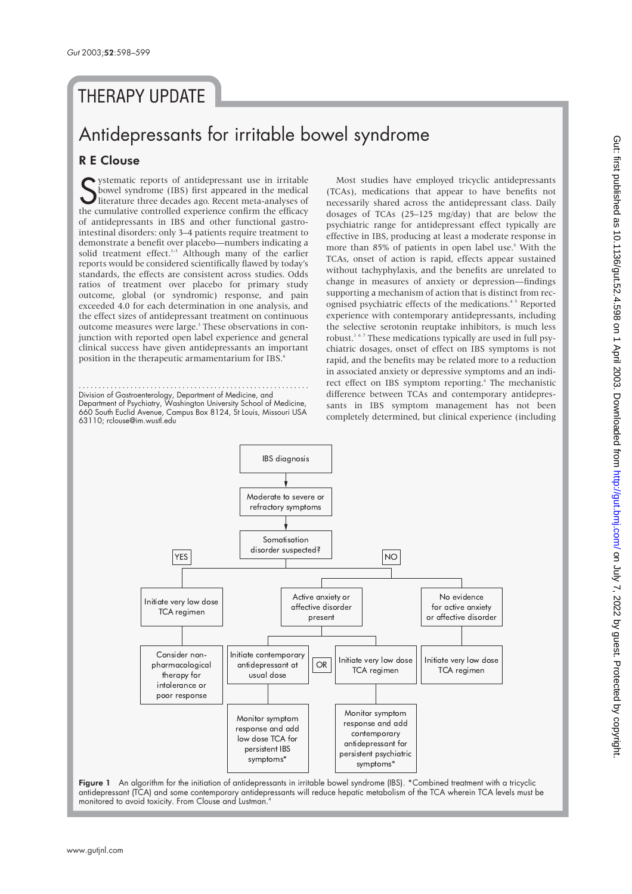THERAPY UPDATE

# Antidepressants for irritable bowel syndrome

**R E Clouse**

Systematic reports of antidepressant use in irritable bowel syndrome (IBS) first appeared in the medical literature three decades ago. Recent meta-analyses of the cumulative controlled experience confirm the efficacy of antidepressants in IBS and other functional gastrointestinal disorders: only 3–4 patients require treatment to demonstrate a benefit over placebo—numbers indicating a solid treatment effect.[1–3] Although many of the earlier reports would be considered scientifically flawed by today's standards, the effects are consistent across studies. Odds ratios of treatment over placebo for primary study outcome, global (or syndromic) response, and pain exceeded 4.0 for each determination in one analysis, and the effect sizes of antidepressant treatment on continuous outcome measures were large.[3] These observations in conjunction with reported open label experience and general clinical success have given antidepressants an important position in the therapeutic armamentarium for IBS.[4]

Division of Gastroenterology, Department of Medicine, and Department of Psychiatry, Washington University School of Medicine, 660 South Euclid Avenue, Campus Box 8124, St Louis, Missouri USA 63110; rclouse@im.wustl.edu

Most studies have employed tricyclic antidepressants (TCAs), medications that appear to have benefits not necessarily shared across the antidepressant class. Daily dosages of TCAs (25–125 mg/day) that are below the psychiatric range for antidepressant effect typically are effective in IBS, producing at least a moderate response in more than 85% of patients in open label use.[5] With the TCAs, onset of action is rapid, effects appear sustained without tachyphylaxis, and the benefits are unrelated to change in measures of anxiety or depression—findings supporting a mechanism of action that is distinct from recognised psychiatric effects of the medications.[4,5] Reported experience with contemporary antidepressants, including the selective serotonin reuptake inhibitors, is much less robust.[1,6,7] These medications typically are used in full psychiatric dosages, onset of effect on IBS symptoms is not rapid, and the benefits may be related more to a reduction in associated anxiety or depressive symptoms and an indirect effect on IBS symptom reporting.[4] The mechanistic difference between TCAs and contemporary antidepressants in IBS symptom management has not been completely determined, but clinical experience (including

- IBS diagnosis
  - Moderate to severe or refractory symptoms
    - Somatisation disorder suspected?
      - YES: Initiate very low dose TCA regimen
        - Consider non-pharmacological therapy for intolerance or poor response
      - NO:
        - Active anxiety or affective disorder present
          - Initiate contemporary antidepressant at usual dose
            - Monitor symptom response and add low dose TCA for persistent IBS symptoms*
          - OR Initiate very low dose TCA regimen
            - Monitor symptom response and add contemporary antidepressant for persistent psychiatric symptoms*
        - No evidence for active anxiety or affective disorder
          - Initiate very low dose TCA regimen

**Figure 1** An algorithm for the initiation of antidepressants in irritable bowel syndrome (IBS). *Combined treatment with a tricyclic antidepressant (TCA) and some contemporary antidepressants will reduce hepatic metabolism of the TCA wherein TCA levels must be monitored to avoid toxicity. From Clouse and Lustman.[4]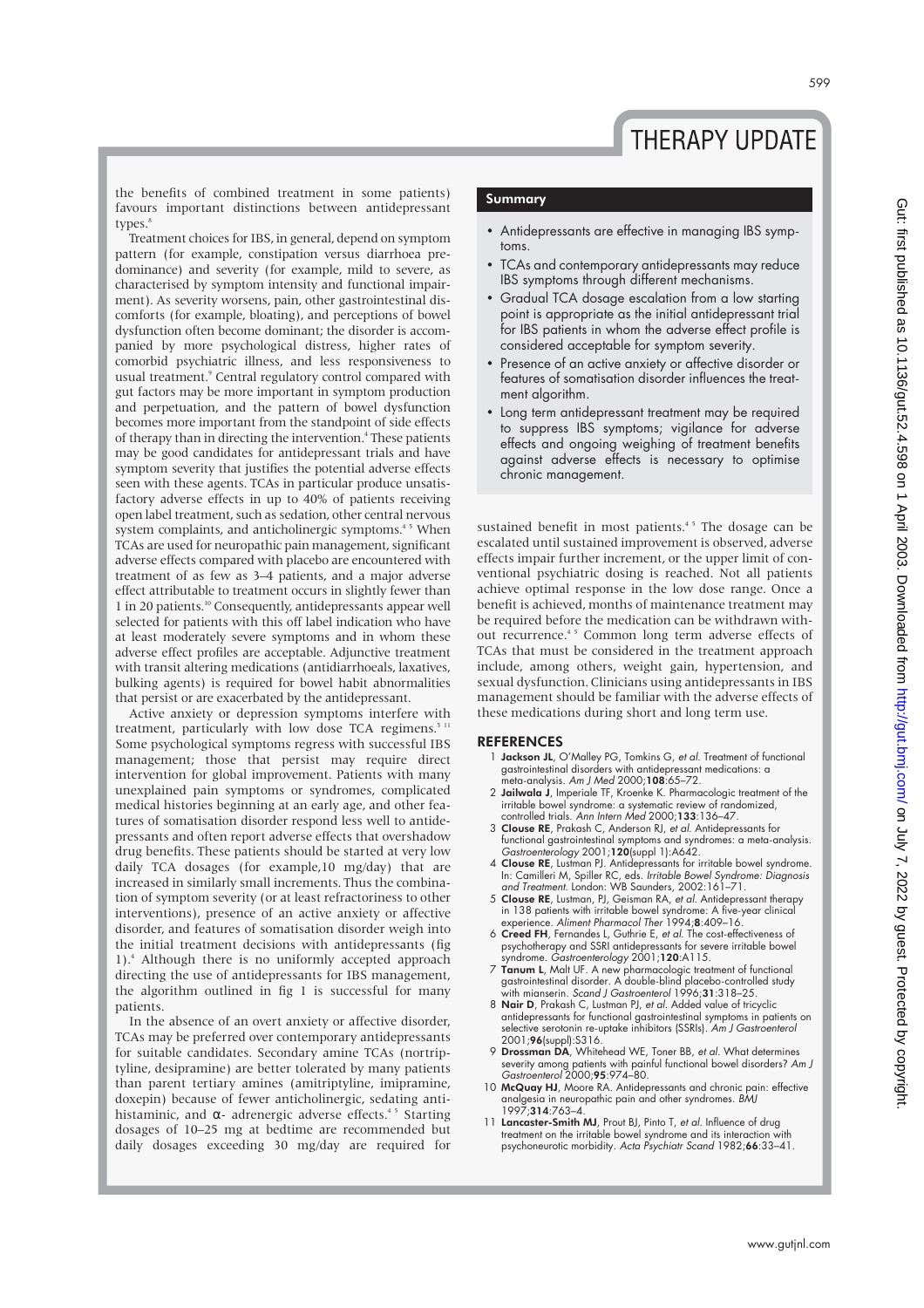the benefits of combined treatment in some patients) favours important distinctions between antidepressant types.[8]

Treatment choices for IBS, in general, depend on symptom pattern (for example, constipation versus diarrhoea predominance) and severity (for example, mild to severe, as characterised by symptom intensity and functional impairment). As severity worsens, pain, other gastrointestinal discomforts (for example, bloating), and perceptions of bowel dysfunction often become dominant; the disorder is accompanied by more psychological distress, higher rates of comorbid psychiatric illness, and less responsiveness to usual treatment.[9] Central regulatory control compared with gut factors may be more important in symptom production and perpetuation, and the pattern of bowel dysfunction becomes more important from the standpoint of side effects of therapy than in directing the intervention.[4] These patients may be good candidates for antidepressant trials and have symptom severity that justifies the potential adverse effects seen with these agents. TCAs in particular produce unsatisfactory adverse effects in up to 40% of patients receiving open label treatment, such as sedation, other central nervous system complaints, and anticholinergic symptoms.[4,5] When TCAs are used for neuropathic pain management, significant adverse effects compared with placebo are encountered with treatment of as few as 3–4 patients, and a major adverse effect attributable to treatment occurs in slightly fewer than 1 in 20 patients.[10] Consequently, antidepressants appear well selected for patients with this off label indication who have at least moderately severe symptoms and in whom these adverse effect profiles are acceptable. Adjunctive treatment with transit altering medications (antidiarrhoeals, laxatives, bulking agents) is required for bowel habit abnormalities that persist or are exacerbated by the antidepressant.

Active anxiety or depression symptoms interfere with treatment, particularly with low dose TCA regimens.[5,11] Some psychological symptoms regress with successful IBS management; those that persist may require direct intervention for global improvement. Patients with many unexplained pain symptoms or syndromes, complicated medical histories beginning at an early age, and other features of somatisation disorder respond less well to antidepressants and often report adverse effects that overshadow drug benefits. These patients should be started at very low daily TCA dosages (for example,10 mg/day) that are increased in similarly small increments. Thus the combination of symptom severity (or at least refractoriness to other interventions), presence of an active anxiety or affective disorder, and features of somatisation disorder weigh into the initial treatment decisions with antidepressants (fig 1).[4] Although there is no uniformly accepted approach directing the use of antidepressants for IBS management, the algorithm outlined in fig 1 is successful for many patients.

In the absence of an overt anxiety or affective disorder, TCAs may be preferred over contemporary antidepressants for suitable candidates. Secondary amine TCAs (nortriptyline, desipramine) are better tolerated by many patients than parent tertiary amines (amitriptyline, imipramine, doxepin) because of fewer anticholinergic, sedating antihistaminic, and α- adrenergic adverse effects.[4,5] Starting dosages of 10–25 mg at bedtime are recommended but daily dosages exceeding 30 mg/day are required for sustained benefit in most patients.[4,5] The dosage can be escalated until sustained improvement is observed, adverse effects impair further increment, or the upper limit of conventional psychiatric dosing is reached. Not all patients achieve optimal response in the low dose range. Once a benefit is achieved, months of maintenance treatment may be required before the medication can be withdrawn without recurrence.[4,5] Common long term adverse effects of TCAs that must be considered in the treatment approach include, among others, weight gain, hypertension, and sexual dysfunction. Clinicians using antidepressants in IBS management should be familiar with the adverse effects of these medications during short and long term use.

## Summary

- Antidepressants are effective in managing IBS symptoms.
- TCAs and contemporary antidepressants may reduce IBS symptoms through different mechanisms.
- Gradual TCA dosage escalation from a low starting point is appropriate as the initial antidepressant trial for IBS patients in whom the adverse effect profile is considered acceptable for symptom severity.
- Presence of an active anxiety or affective disorder or features of somatisation disorder influences the treatment algorithm.
- Long term antidepressant treatment may be required to suppress IBS symptoms; vigilance for adverse effects and ongoing weighing of treatment benefits against adverse effects is necessary to optimise chronic management.

## REFERENCES

1. **Jackson JL**, O'Malley PG, Tomkins G, *et al*. Treatment of functional gastrointestinal disorders with antidepressant medications: a meta-analysis. *Am J Med* 2000;**108**:65–72.
2. **Jailwala J**, Imperiale TF, Kroenke K. Pharmacologic treatment of the irritable bowel syndrome: a systematic review of randomized, controlled trials. *Ann Intern Med* 2000;**133**:136–47.
3. **Clouse RE**, Prakash C, Anderson RJ, *et al*. Antidepressants for functional gastrointestinal symptoms and syndromes: a meta-analysis. *Gastroenterology* 2001;**120**(suppl 1):A642.
4. **Clouse RE**, Lustman PJ. Antidepressants for irritable bowel syndrome. In: Camilleri M, Spiller RC, eds. *Irritable Bowel Syndrome: Diagnosis and Treatment.* London: WB Saunders, 2002:161–71.
5. **Clouse RE**, Lustman, PJ, Geisman RA, *et al*. Antidepressant therapy in 138 patients with irritable bowel syndrome: A five-year clinical experience. *Aliment Pharmacol Ther* 1994;**8**:409–16.
6. **Creed FH**, Fernandes L, Guthrie E, *et al*. The cost-effectiveness of psychotherapy and SSRI antidepressants for severe irritable bowel syndrome. *Gastroenterology* 2001;**120**:A115.
7. **Tanum L**, Malt UF. A new pharmacologic treatment of functional gastrointestinal disorder. A double-blind placebo-controlled study with mianserin. *Scand J Gastroenterol* 1996;**31**:318–25.
8. **Nair D**, Prakash C, Lustman PJ, *et al*. Added value of tricyclic antidepressants for functional gastrointestinal symptoms in patients on selective serotonin re-uptake inhibitors (SSRIs). *Am J Gastroenterol* 2001;**96**(suppl):S316.
9. **Drossman DA**, Whitehead WE, Toner BB, *et al*. What determines severity among patients with painful functional bowel disorders? *Am J Gastroenterol* 2000;**95**:974–80.
10. **McQuay HJ**, Moore RA. Antidepressants and chronic pain: effective analgesia in neuropathic pain and other syndromes. *BMJ* 1997;**314**:763–4.
11. **Lancaster-Smith MJ**, Prout BJ, Pinto T, *et al*. Influence of drug treatment on the irritable bowel syndrome and its interaction with psychoneurotic morbidity. *Acta Psychiatr Scand* 1982;**66**:33–41.